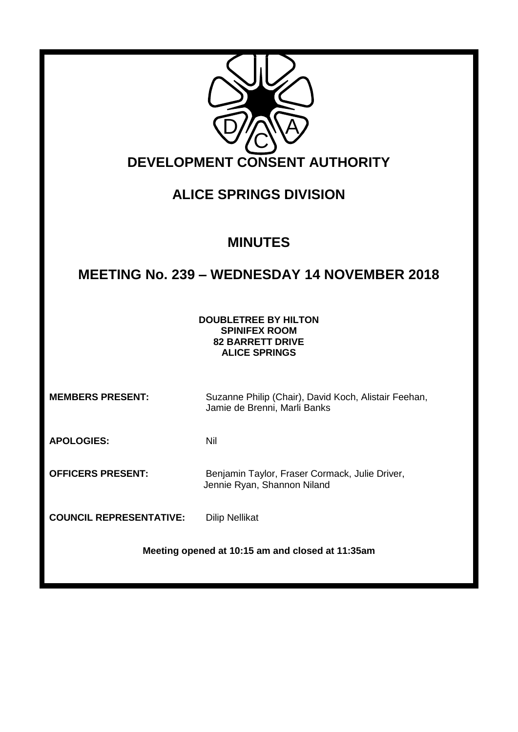# DEVELOPMENT CONSENT AUTHORITY

## ALICE SPRINGS DIVISION

## MINUTES

## MEETING No. 239 – WEDNESDAY 14 NOVEMBER 2018

**DOUBLETREE BY HILTON**
**SPINIFEX ROOM**
**82 BARRETT DRIVE**
**ALICE SPRINGS**

**MEMBERS PRESENT:** Suzanne Philip (Chair), David Koch, Alistair Feehan, Jamie de Brenni, Marli Banks

**APOLOGIES:** Nil

**OFFICERS PRESENT:** Benjamin Taylor, Fraser Cormack, Julie Driver, Jennie Ryan, Shannon Niland

**COUNCIL REPRESENTATIVE:** Dilip Nellikat

**Meeting opened at 10:15 am and closed at 11:35am**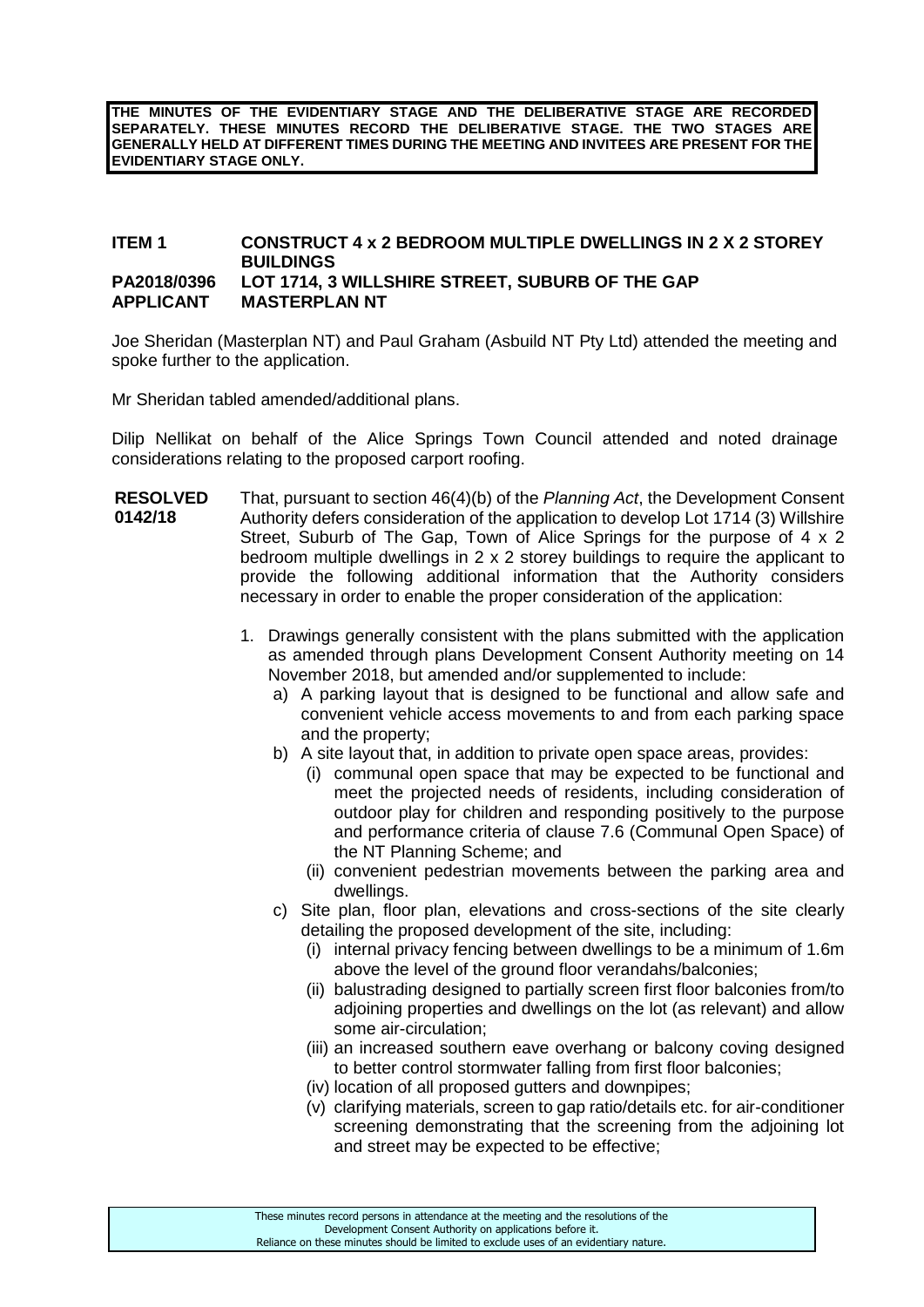**THE MINUTES OF THE EVIDENTIARY STAGE AND THE DELIBERATIVE STAGE ARE RECORDED SEPARATELY. THESE MINUTES RECORD THE DELIBERATIVE STAGE. THE TWO STAGES ARE GENERALLY HELD AT DIFFERENT TIMES DURING THE MEETING AND INVITEES ARE PRESENT FOR THE EVIDENTIARY STAGE ONLY.**

**ITEM 1 CONSTRUCT 4 x 2 BEDROOM MULTIPLE DWELLINGS IN 2 X 2 STOREY BUILDINGS**
**PA2018/0396 LOT 1714, 3 WILLSHIRE STREET, SUBURB OF THE GAP**
**APPLICANT MASTERPLAN NT**

Joe Sheridan (Masterplan NT) and Paul Graham (Asbuild NT Pty Ltd) attended the meeting and spoke further to the application.

Mr Sheridan tabled amended/additional plans.

Dilip Nellikat on behalf of the Alice Springs Town Council attended and noted drainage considerations relating to the proposed carport roofing.

**RESOLVED 0142/18** That, pursuant to section 46(4)(b) of the *Planning Act*, the Development Consent Authority defers consideration of the application to develop Lot 1714 (3) Willshire Street, Suburb of The Gap, Town of Alice Springs for the purpose of 4 x 2 bedroom multiple dwellings in 2 x 2 storey buildings to require the applicant to provide the following additional information that the Authority considers necessary in order to enable the proper consideration of the application:

1. Drawings generally consistent with the plans submitted with the application as amended through plans Development Consent Authority meeting on 14 November 2018, but amended and/or supplemented to include:
   a) A parking layout that is designed to be functional and allow safe and convenient vehicle access movements to and from each parking space and the property;
   b) A site layout that, in addition to private open space areas, provides:
      (i) communal open space that may be expected to be functional and meet the projected needs of residents, including consideration of outdoor play for children and responding positively to the purpose and performance criteria of clause 7.6 (Communal Open Space) of the NT Planning Scheme; and
      (ii) convenient pedestrian movements between the parking area and dwellings.
   c) Site plan, floor plan, elevations and cross-sections of the site clearly detailing the proposed development of the site, including:
      (i) internal privacy fencing between dwellings to be a minimum of 1.6m above the level of the ground floor verandahs/balconies;
      (ii) balustrading designed to partially screen first floor balconies from/to adjoining properties and dwellings on the lot (as relevant) and allow some air-circulation;
      (iii) an increased southern eave overhang or balcony coving designed to better control stormwater falling from first floor balconies;
      (iv) location of all proposed gutters and downpipes;
      (v) clarifying materials, screen to gap ratio/details etc. for air-conditioner screening demonstrating that the screening from the adjoining lot and street may be expected to be effective;

These minutes record persons in attendance at the meeting and the resolutions of the Development Consent Authority on applications before it. Reliance on these minutes should be limited to exclude uses of an evidentiary nature.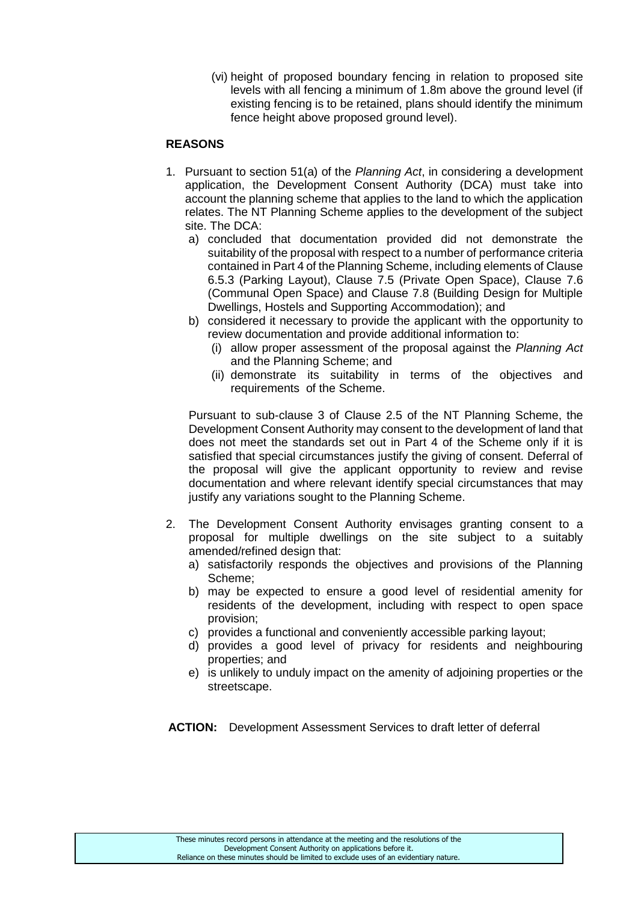(vi) height of proposed boundary fencing in relation to proposed site levels with all fencing a minimum of 1.8m above the ground level (if existing fencing is to be retained, plans should identify the minimum fence height above proposed ground level).

**REASONS**

1. Pursuant to section 51(a) of the *Planning Act*, in considering a development application, the Development Consent Authority (DCA) must take into account the planning scheme that applies to the land to which the application relates. The NT Planning Scheme applies to the development of the subject site. The DCA:
   a) concluded that documentation provided did not demonstrate the suitability of the proposal with respect to a number of performance criteria contained in Part 4 of the Planning Scheme, including elements of Clause 6.5.3 (Parking Layout), Clause 7.5 (Private Open Space), Clause 7.6 (Communal Open Space) and Clause 7.8 (Building Design for Multiple Dwellings, Hostels and Supporting Accommodation); and
   b) considered it necessary to provide the applicant with the opportunity to review documentation and provide additional information to:
      (i) allow proper assessment of the proposal against the *Planning Act* and the Planning Scheme; and
      (ii) demonstrate its suitability in terms of the objectives and requirements of the Scheme.

   Pursuant to sub-clause 3 of Clause 2.5 of the NT Planning Scheme, the Development Consent Authority may consent to the development of land that does not meet the standards set out in Part 4 of the Scheme only if it is satisfied that special circumstances justify the giving of consent. Deferral of the proposal will give the applicant opportunity to review and revise documentation and where relevant identify special circumstances that may justify any variations sought to the Planning Scheme.

2. The Development Consent Authority envisages granting consent to a proposal for multiple dwellings on the site subject to a suitably amended/refined design that:
   a) satisfactorily responds the objectives and provisions of the Planning Scheme;
   b) may be expected to ensure a good level of residential amenity for residents of the development, including with respect to open space provision;
   c) provides a functional and conveniently accessible parking layout;
   d) provides a good level of privacy for residents and neighbouring properties; and
   e) is unlikely to unduly impact on the amenity of adjoining properties or the streetscape.

**ACTION:** Development Assessment Services to draft letter of deferral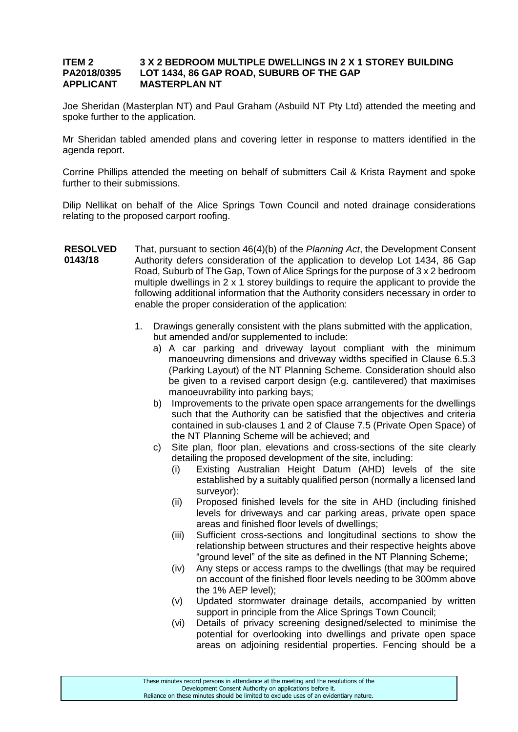**ITEM 2 3 X 2 BEDROOM MULTIPLE DWELLINGS IN 2 X 1 STOREY BUILDING**
**PA2018/0395 LOT 1434, 86 GAP ROAD, SUBURB OF THE GAP**
**APPLICANT MASTERPLAN NT**

Joe Sheridan (Masterplan NT) and Paul Graham (Asbuild NT Pty Ltd) attended the meeting and spoke further to the application.

Mr Sheridan tabled amended plans and covering letter in response to matters identified in the agenda report.

Corrine Phillips attended the meeting on behalf of submitters Cail & Krista Rayment and spoke further to their submissions.

Dilip Nellikat on behalf of the Alice Springs Town Council and noted drainage considerations relating to the proposed carport roofing.

**RESOLVED 0143/18**

That, pursuant to section 46(4)(b) of the *Planning Act*, the Development Consent Authority defers consideration of the application to develop Lot 1434, 86 Gap Road, Suburb of The Gap, Town of Alice Springs for the purpose of 3 x 2 bedroom multiple dwellings in 2 x 1 storey buildings to require the applicant to provide the following additional information that the Authority considers necessary in order to enable the proper consideration of the application:

1. Drawings generally consistent with the plans submitted with the application, but amended and/or supplemented to include:
   a) A car parking and driveway layout compliant with the minimum manoeuvring dimensions and driveway widths specified in Clause 6.5.3 (Parking Layout) of the NT Planning Scheme. Consideration should also be given to a revised carport design (e.g. cantilevered) that maximises manoeuvrability into parking bays;
   b) Improvements to the private open space arrangements for the dwellings such that the Authority can be satisfied that the objectives and criteria contained in sub-clauses 1 and 2 of Clause 7.5 (Private Open Space) of the NT Planning Scheme will be achieved; and
   c) Site plan, floor plan, elevations and cross-sections of the site clearly detailing the proposed development of the site, including:
      (i) Existing Australian Height Datum (AHD) levels of the site established by a suitably qualified person (normally a licensed land surveyor):
      (ii) Proposed finished levels for the site in AHD (including finished levels for driveways and car parking areas, private open space areas and finished floor levels of dwellings;
      (iii) Sufficient cross-sections and longitudinal sections to show the relationship between structures and their respective heights above "ground level" of the site as defined in the NT Planning Scheme;
      (iv) Any steps or access ramps to the dwellings (that may be required on account of the finished floor levels needing to be 300mm above the 1% AEP level);
      (v) Updated stormwater drainage details, accompanied by written support in principle from the Alice Springs Town Council;
      (vi) Details of privacy screening designed/selected to minimise the potential for overlooking into dwellings and private open space areas on adjoining residential properties. Fencing should be a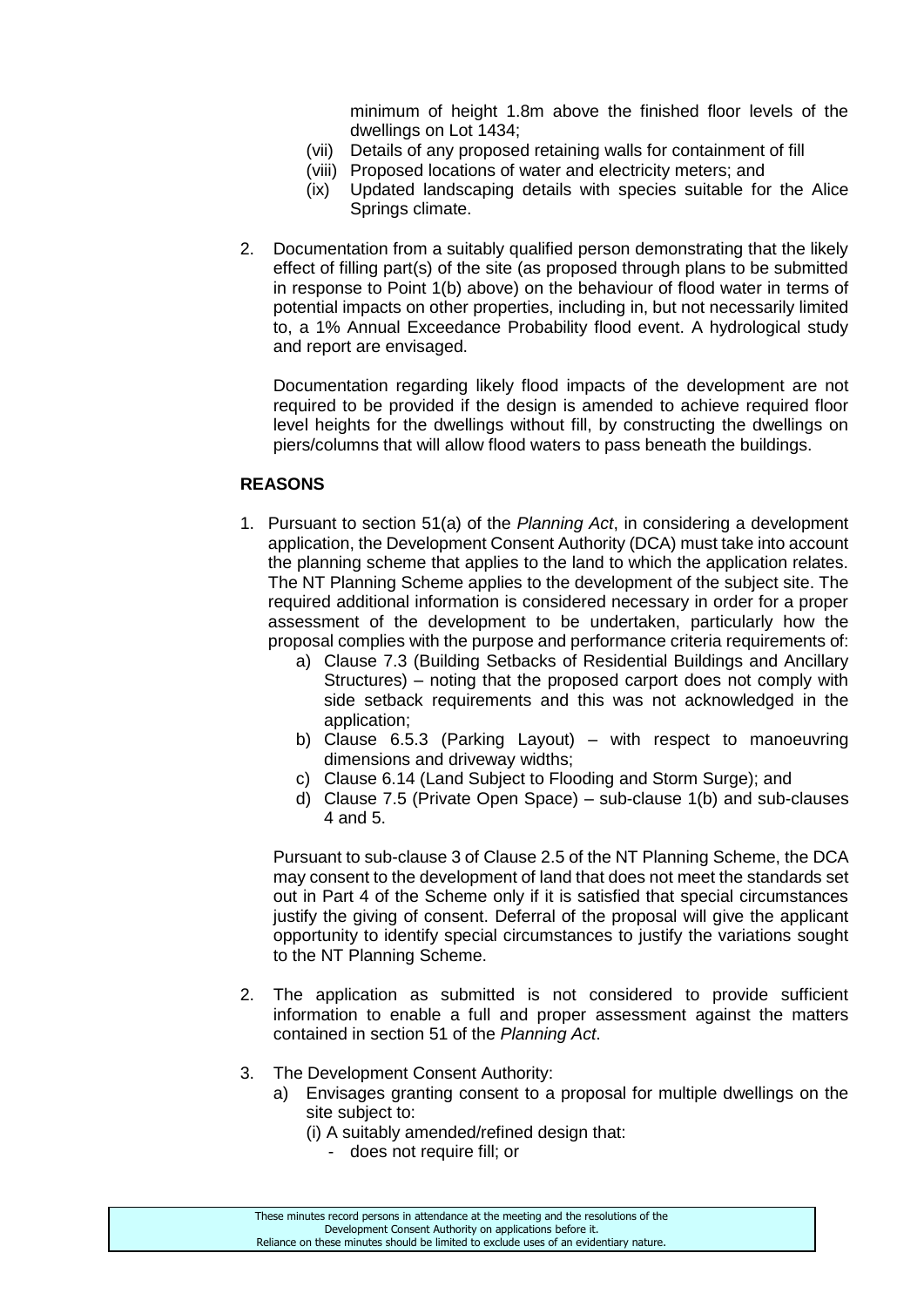minimum of height 1.8m above the finished floor levels of the dwellings on Lot 1434;

(vii) Details of any proposed retaining walls for containment of fill

(viii) Proposed locations of water and electricity meters; and

(ix) Updated landscaping details with species suitable for the Alice Springs climate.

2. Documentation from a suitably qualified person demonstrating that the likely effect of filling part(s) of the site (as proposed through plans to be submitted in response to Point 1(b) above) on the behaviour of flood water in terms of potential impacts on other properties, including in, but not necessarily limited to, a 1% Annual Exceedance Probability flood event. A hydrological study and report are envisaged.

   Documentation regarding likely flood impacts of the development are not required to be provided if the design is amended to achieve required floor level heights for the dwellings without fill, by constructing the dwellings on piers/columns that will allow flood waters to pass beneath the buildings.

**REASONS**

1. Pursuant to section 51(a) of the *Planning Act*, in considering a development application, the Development Consent Authority (DCA) must take into account the planning scheme that applies to the land to which the application relates. The NT Planning Scheme applies to the development of the subject site. The required additional information is considered necessary in order for a proper assessment of the development to be undertaken, particularly how the proposal complies with the purpose and performance criteria requirements of:
   a) Clause 7.3 (Building Setbacks of Residential Buildings and Ancillary Structures) – noting that the proposed carport does not comply with side setback requirements and this was not acknowledged in the application;
   b) Clause 6.5.3 (Parking Layout) – with respect to manoeuvring dimensions and driveway widths;
   c) Clause 6.14 (Land Subject to Flooding and Storm Surge); and
   d) Clause 7.5 (Private Open Space) – sub-clause 1(b) and sub-clauses 4 and 5.

   Pursuant to sub-clause 3 of Clause 2.5 of the NT Planning Scheme, the DCA may consent to the development of land that does not meet the standards set out in Part 4 of the Scheme only if it is satisfied that special circumstances justify the giving of consent. Deferral of the proposal will give the applicant opportunity to identify special circumstances to justify the variations sought to the NT Planning Scheme.

2. The application as submitted is not considered to provide sufficient information to enable a full and proper assessment against the matters contained in section 51 of the *Planning Act*.

3. The Development Consent Authority:
   a) Envisages granting consent to a proposal for multiple dwellings on the site subject to:
      (i) A suitably amended/refined design that:
         - does not require fill; or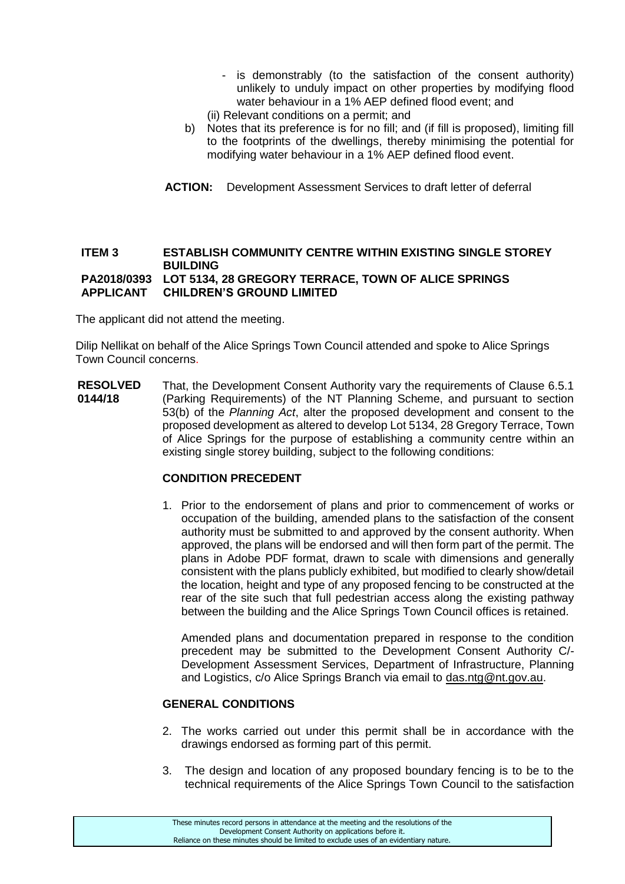- is demonstrably (to the satisfaction of the consent authority) unlikely to unduly impact on other properties by modifying flood water behaviour in a 1% AEP defined flood event; and

(ii) Relevant conditions on a permit; and

b) Notes that its preference is for no fill; and (if fill is proposed), limiting fill to the footprints of the dwellings, thereby minimising the potential for modifying water behaviour in a 1% AEP defined flood event.

**ACTION:** Development Assessment Services to draft letter of deferral

**ITEM 3 ESTABLISH COMMUNITY CENTRE WITHIN EXISTING SINGLE STOREY BUILDING**
**PA2018/0393 LOT 5134, 28 GREGORY TERRACE, TOWN OF ALICE SPRINGS**
**APPLICANT CHILDREN'S GROUND LIMITED**

The applicant did not attend the meeting.

Dilip Nellikat on behalf of the Alice Springs Town Council attended and spoke to Alice Springs Town Council concerns.

**RESOLVED 0144/18**

That, the Development Consent Authority vary the requirements of Clause 6.5.1 (Parking Requirements) of the NT Planning Scheme, and pursuant to section 53(b) of the *Planning Act*, alter the proposed development and consent to the proposed development as altered to develop Lot 5134, 28 Gregory Terrace, Town of Alice Springs for the purpose of establishing a community centre within an existing single storey building, subject to the following conditions:

**CONDITION PRECEDENT**

1. Prior to the endorsement of plans and prior to commencement of works or occupation of the building, amended plans to the satisfaction of the consent authority must be submitted to and approved by the consent authority. When approved, the plans will be endorsed and will then form part of the permit. The plans in Adobe PDF format, drawn to scale with dimensions and generally consistent with the plans publicly exhibited, but modified to clearly show/detail the location, height and type of any proposed fencing to be constructed at the rear of the site such that full pedestrian access along the existing pathway between the building and the Alice Springs Town Council offices is retained.

   Amended plans and documentation prepared in response to the condition precedent may be submitted to the Development Consent Authority C/- Development Assessment Services, Department of Infrastructure, Planning and Logistics, c/o Alice Springs Branch via email to das.ntg@nt.gov.au.

**GENERAL CONDITIONS**

2. The works carried out under this permit shall be in accordance with the drawings endorsed as forming part of this permit.

3. The design and location of any proposed boundary fencing is to be to the technical requirements of the Alice Springs Town Council to the satisfaction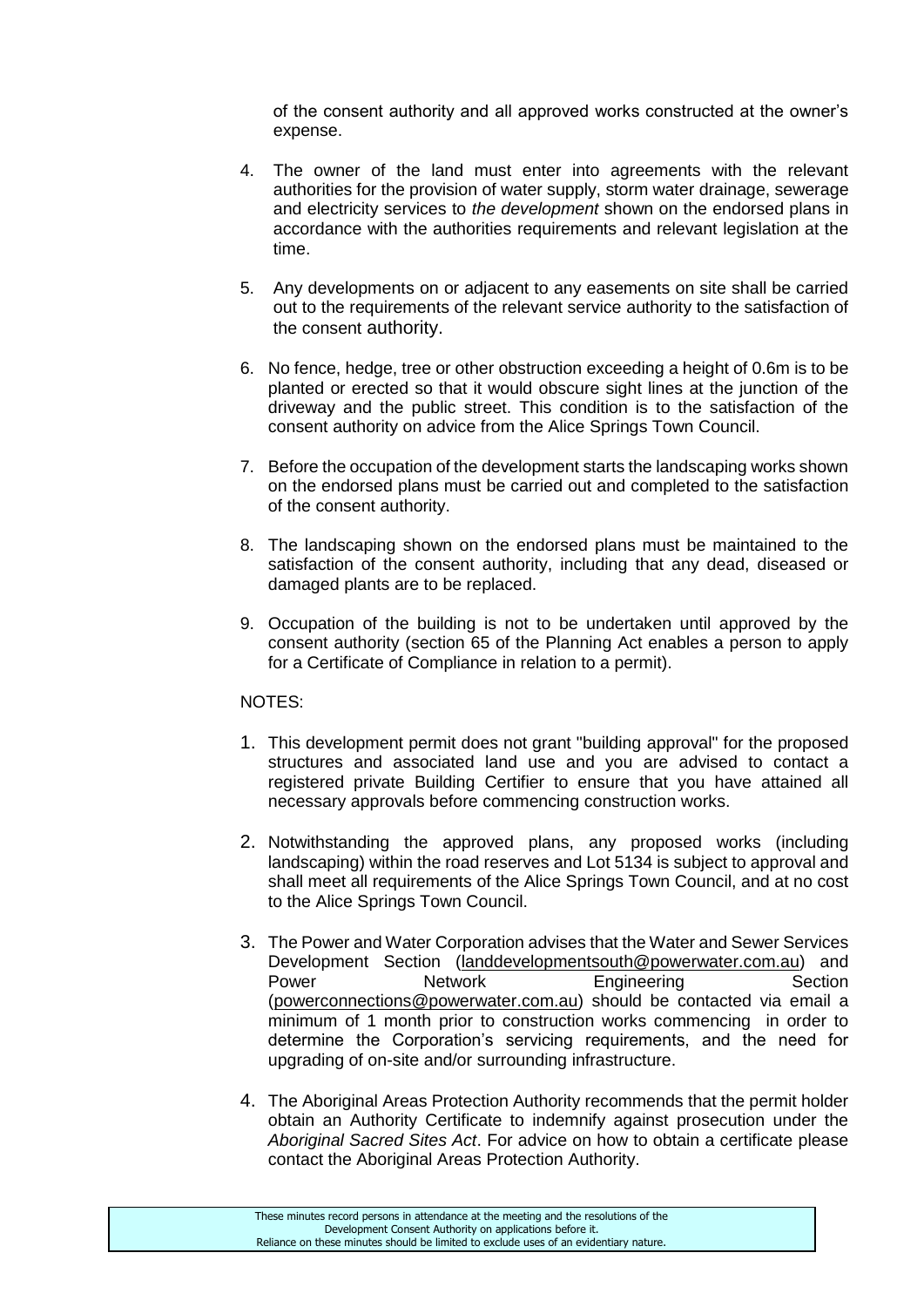of the consent authority and all approved works constructed at the owner's expense.

4. The owner of the land must enter into agreements with the relevant authorities for the provision of water supply, storm water drainage, sewerage and electricity services to *the development* shown on the endorsed plans in accordance with the authorities requirements and relevant legislation at the time.

5. Any developments on or adjacent to any easements on site shall be carried out to the requirements of the relevant service authority to the satisfaction of the consent authority.

6. No fence, hedge, tree or other obstruction exceeding a height of 0.6m is to be planted or erected so that it would obscure sight lines at the junction of the driveway and the public street. This condition is to the satisfaction of the consent authority on advice from the Alice Springs Town Council.

7. Before the occupation of the development starts the landscaping works shown on the endorsed plans must be carried out and completed to the satisfaction of the consent authority.

8. The landscaping shown on the endorsed plans must be maintained to the satisfaction of the consent authority, including that any dead, diseased or damaged plants are to be replaced.

9. Occupation of the building is not to be undertaken until approved by the consent authority (section 65 of the Planning Act enables a person to apply for a Certificate of Compliance in relation to a permit).

NOTES:

1. This development permit does not grant "building approval" for the proposed structures and associated land use and you are advised to contact a registered private Building Certifier to ensure that you have attained all necessary approvals before commencing construction works.

2. Notwithstanding the approved plans, any proposed works (including landscaping) within the road reserves and Lot 5134 is subject to approval and shall meet all requirements of the Alice Springs Town Council, and at no cost to the Alice Springs Town Council.

3. The Power and Water Corporation advises that the Water and Sewer Services Development Section (landdevelopmentsouth@powerwater.com.au) and Power Network Engineering Section (powerconnections@powerwater.com.au) should be contacted via email a minimum of 1 month prior to construction works commencing in order to determine the Corporation's servicing requirements, and the need for upgrading of on-site and/or surrounding infrastructure.

4. The Aboriginal Areas Protection Authority recommends that the permit holder obtain an Authority Certificate to indemnify against prosecution under the *Aboriginal Sacred Sites Act*. For advice on how to obtain a certificate please contact the Aboriginal Areas Protection Authority.

These minutes record persons in attendance at the meeting and the resolutions of the Development Consent Authority on applications before it. Reliance on these minutes should be limited to exclude uses of an evidentiary nature.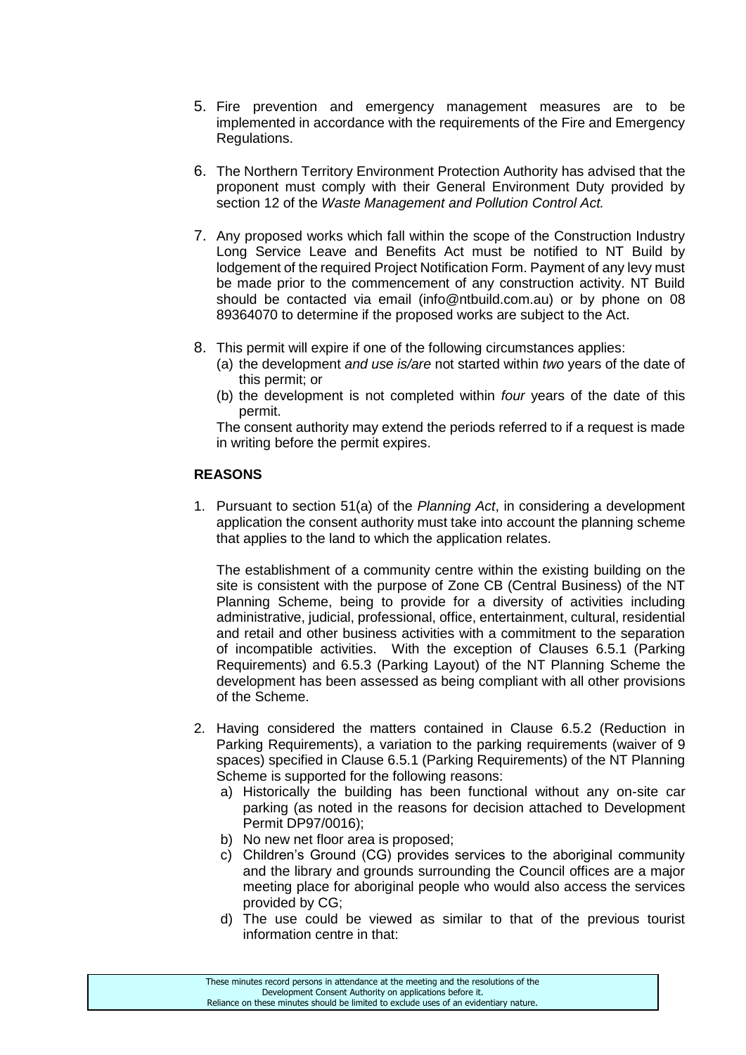5. Fire prevention and emergency management measures are to be implemented in accordance with the requirements of the Fire and Emergency Regulations.

6. The Northern Territory Environment Protection Authority has advised that the proponent must comply with their General Environment Duty provided by section 12 of the *Waste Management and Pollution Control Act.*

7. Any proposed works which fall within the scope of the Construction Industry Long Service Leave and Benefits Act must be notified to NT Build by lodgement of the required Project Notification Form. Payment of any levy must be made prior to the commencement of any construction activity. NT Build should be contacted via email (info@ntbuild.com.au) or by phone on 08 89364070 to determine if the proposed works are subject to the Act.

8. This permit will expire if one of the following circumstances applies:
   (a) the development *and use is/are* not started within *two* years of the date of this permit; or
   (b) the development is not completed within *four* years of the date of this permit.

   The consent authority may extend the periods referred to if a request is made in writing before the permit expires.

**REASONS**

1. Pursuant to section 51(a) of the *Planning Act*, in considering a development application the consent authority must take into account the planning scheme that applies to the land to which the application relates.

   The establishment of a community centre within the existing building on the site is consistent with the purpose of Zone CB (Central Business) of the NT Planning Scheme, being to provide for a diversity of activities including administrative, judicial, professional, office, entertainment, cultural, residential and retail and other business activities with a commitment to the separation of incompatible activities. With the exception of Clauses 6.5.1 (Parking Requirements) and 6.5.3 (Parking Layout) of the NT Planning Scheme the development has been assessed as being compliant with all other provisions of the Scheme.

2. Having considered the matters contained in Clause 6.5.2 (Reduction in Parking Requirements), a variation to the parking requirements (waiver of 9 spaces) specified in Clause 6.5.1 (Parking Requirements) of the NT Planning Scheme is supported for the following reasons:
   a) Historically the building has been functional without any on-site car parking (as noted in the reasons for decision attached to Development Permit DP97/0016);
   b) No new net floor area is proposed;
   c) Children's Ground (CG) provides services to the aboriginal community and the library and grounds surrounding the Council offices are a major meeting place for aboriginal people who would also access the services provided by CG;
   d) The use could be viewed as similar to that of the previous tourist information centre in that: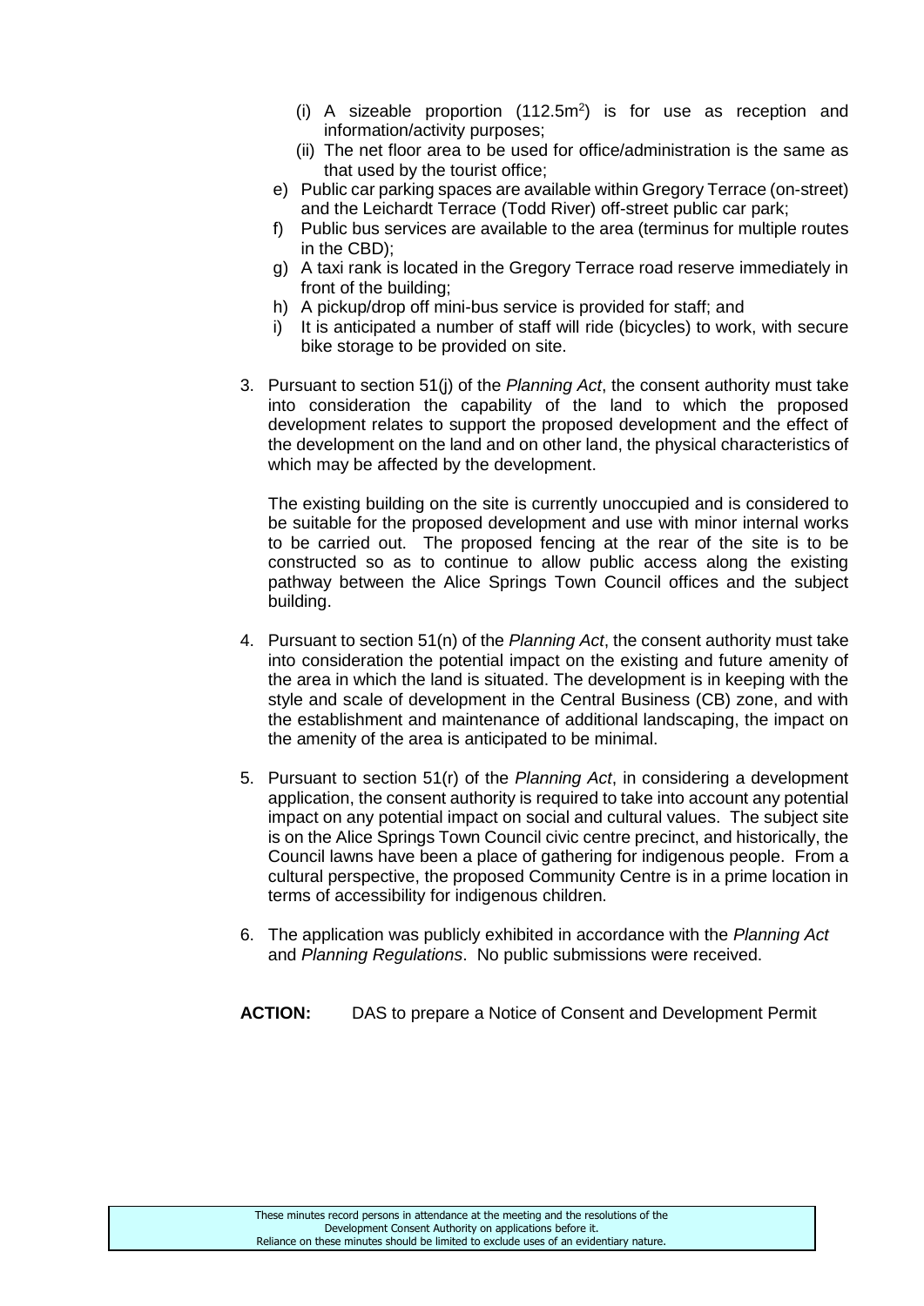- (i) A sizeable proportion (112.5m$^2$) is for use as reception and information/activity purposes;
  - (ii) The net floor area to be used for office/administration is the same as that used by the tourist office;

e) Public car parking spaces are available within Gregory Terrace (on-street) and the Leichardt Terrace (Todd River) off-street public car park;

f) Public bus services are available to the area (terminus for multiple routes in the CBD);

g) A taxi rank is located in the Gregory Terrace road reserve immediately in front of the building;

h) A pickup/drop off mini-bus service is provided for staff; and

i) It is anticipated a number of staff will ride (bicycles) to work, with secure bike storage to be provided on site.

3. Pursuant to section 51(j) of the *Planning Act*, the consent authority must take into consideration the capability of the land to which the proposed development relates to support the proposed development and the effect of the development on the land and on other land, the physical characteristics of which may be affected by the development.

   The existing building on the site is currently unoccupied and is considered to be suitable for the proposed development and use with minor internal works to be carried out. The proposed fencing at the rear of the site is to be constructed so as to continue to allow public access along the existing pathway between the Alice Springs Town Council offices and the subject building.

4. Pursuant to section 51(n) of the *Planning Act*, the consent authority must take into consideration the potential impact on the existing and future amenity of the area in which the land is situated. The development is in keeping with the style and scale of development in the Central Business (CB) zone, and with the establishment and maintenance of additional landscaping, the impact on the amenity of the area is anticipated to be minimal.

5. Pursuant to section 51(r) of the *Planning Act*, in considering a development application, the consent authority is required to take into account any potential impact on any potential impact on social and cultural values. The subject site is on the Alice Springs Town Council civic centre precinct, and historically, the Council lawns have been a place of gathering for indigenous people. From a cultural perspective, the proposed Community Centre is in a prime location in terms of accessibility for indigenous children.

6. The application was publicly exhibited in accordance with the *Planning Act* and *Planning Regulations*. No public submissions were received.

**ACTION:** DAS to prepare a Notice of Consent and Development Permit

These minutes record persons in attendance at the meeting and the resolutions of the Development Consent Authority on applications before it. Reliance on these minutes should be limited to exclude uses of an evidentiary nature.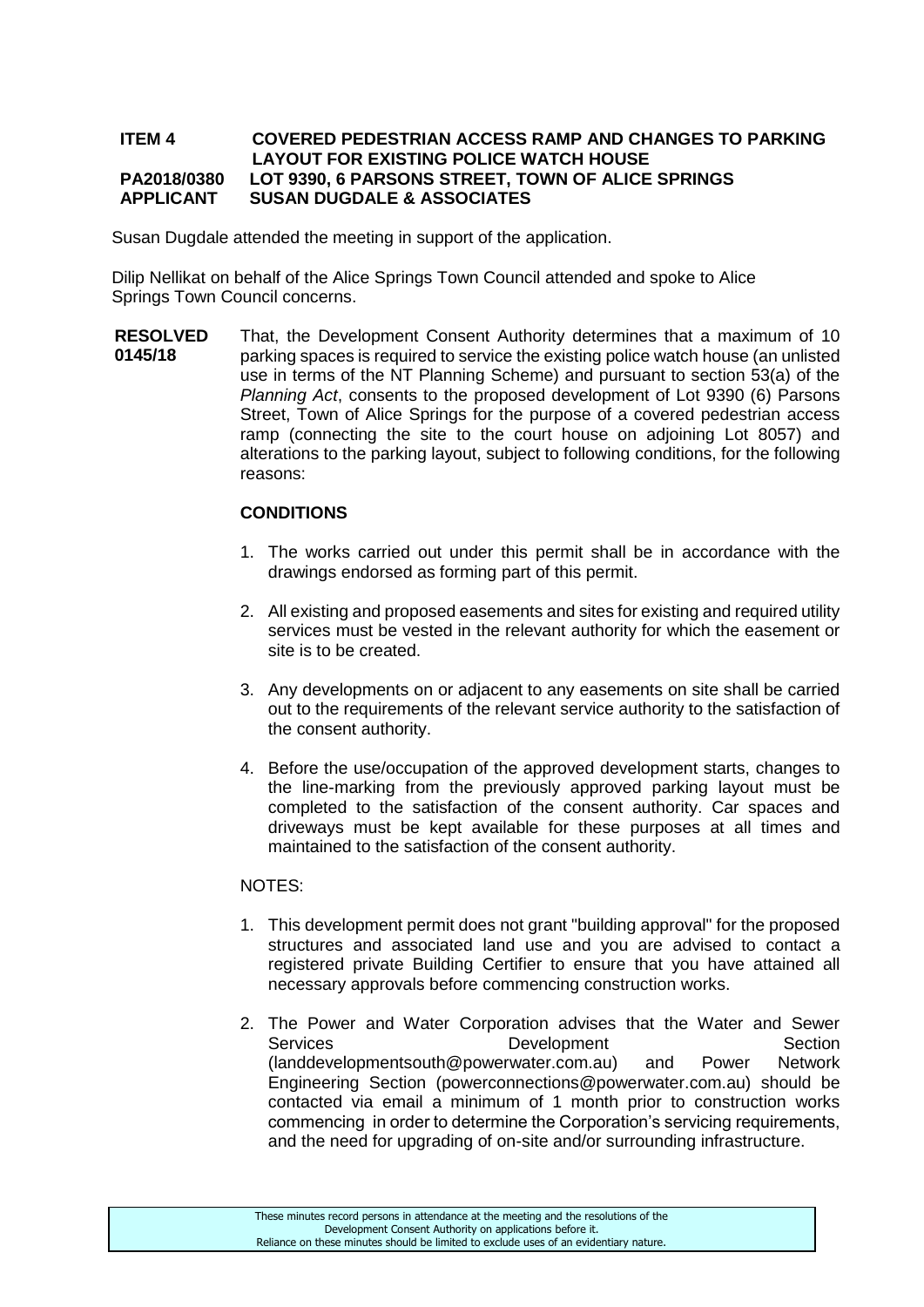**ITEM 4 COVERED PEDESTRIAN ACCESS RAMP AND CHANGES TO PARKING LAYOUT FOR EXISTING POLICE WATCH HOUSE**
**PA2018/0380 LOT 9390, 6 PARSONS STREET, TOWN OF ALICE SPRINGS**
**APPLICANT SUSAN DUGDALE & ASSOCIATES**

Susan Dugdale attended the meeting in support of the application.

Dilip Nellikat on behalf of the Alice Springs Town Council attended and spoke to Alice Springs Town Council concerns.

**RESOLVED 0145/18**

That, the Development Consent Authority determines that a maximum of 10 parking spaces is required to service the existing police watch house (an unlisted use in terms of the NT Planning Scheme) and pursuant to section 53(a) of the *Planning Act*, consents to the proposed development of Lot 9390 (6) Parsons Street, Town of Alice Springs for the purpose of a covered pedestrian access ramp (connecting the site to the court house on adjoining Lot 8057) and alterations to the parking layout, subject to following conditions, for the following reasons:

**CONDITIONS**

1. The works carried out under this permit shall be in accordance with the drawings endorsed as forming part of this permit.
2. All existing and proposed easements and sites for existing and required utility services must be vested in the relevant authority for which the easement or site is to be created.
3. Any developments on or adjacent to any easements on site shall be carried out to the requirements of the relevant service authority to the satisfaction of the consent authority.
4. Before the use/occupation of the approved development starts, changes to the line-marking from the previously approved parking layout must be completed to the satisfaction of the consent authority. Car spaces and driveways must be kept available for these purposes at all times and maintained to the satisfaction of the consent authority.

NOTES:

1. This development permit does not grant "building approval" for the proposed structures and associated land use and you are advised to contact a registered private Building Certifier to ensure that you have attained all necessary approvals before commencing construction works.
2. The Power and Water Corporation advises that the Water and Sewer Services Development Section (landdevelopmentsouth@powerwater.com.au) and Power Network Engineering Section (powerconnections@powerwater.com.au) should be contacted via email a minimum of 1 month prior to construction works commencing in order to determine the Corporation's servicing requirements, and the need for upgrading of on-site and/or surrounding infrastructure.

These minutes record persons in attendance at the meeting and the resolutions of the Development Consent Authority on applications before it. Reliance on these minutes should be limited to exclude uses of an evidentiary nature.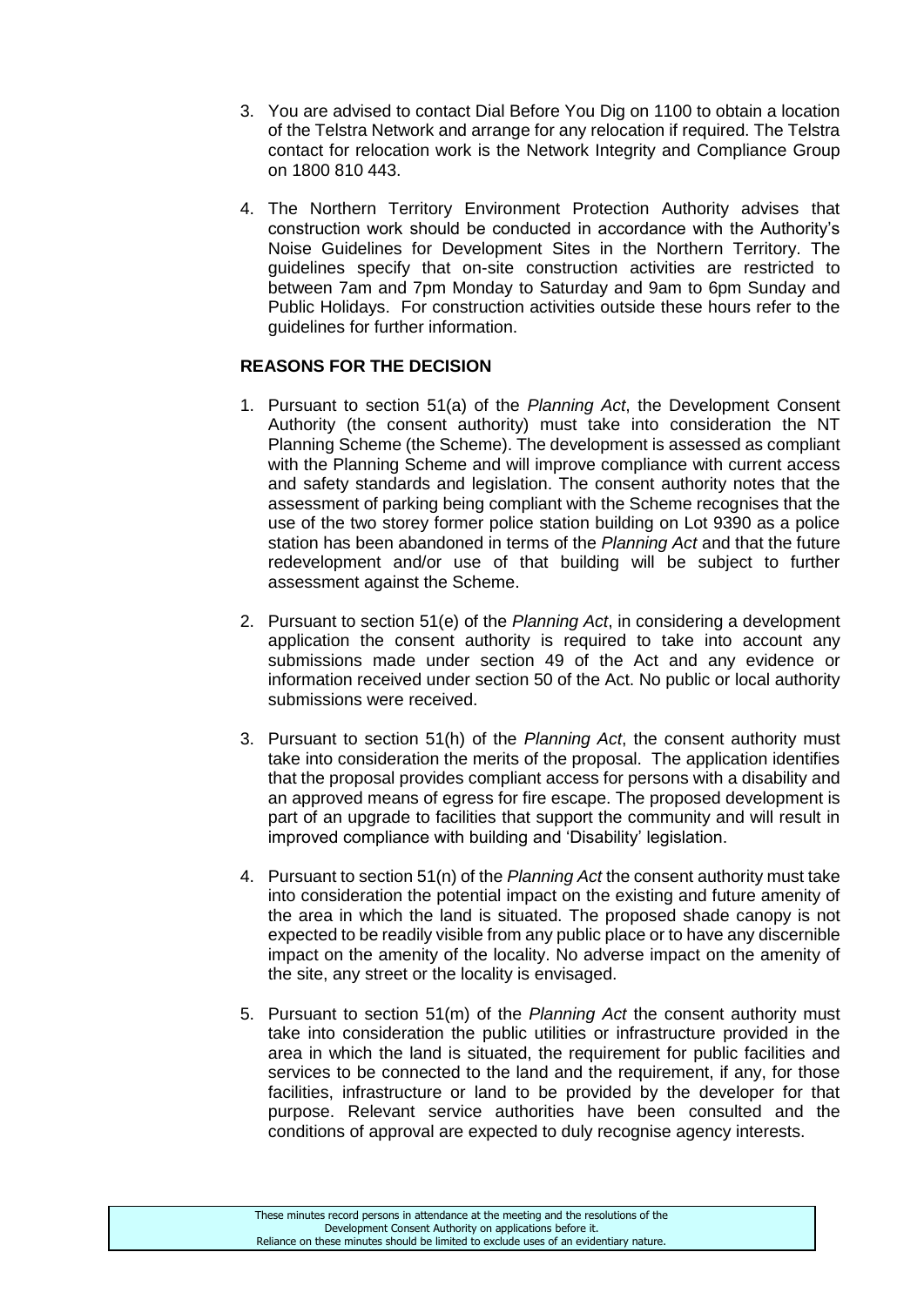3. You are advised to contact Dial Before You Dig on 1100 to obtain a location of the Telstra Network and arrange for any relocation if required. The Telstra contact for relocation work is the Network Integrity and Compliance Group on 1800 810 443.

4. The Northern Territory Environment Protection Authority advises that construction work should be conducted in accordance with the Authority's Noise Guidelines for Development Sites in the Northern Territory. The guidelines specify that on-site construction activities are restricted to between 7am and 7pm Monday to Saturday and 9am to 6pm Sunday and Public Holidays. For construction activities outside these hours refer to the guidelines for further information.

**REASONS FOR THE DECISION**

1. Pursuant to section 51(a) of the *Planning Act*, the Development Consent Authority (the consent authority) must take into consideration the NT Planning Scheme (the Scheme). The development is assessed as compliant with the Planning Scheme and will improve compliance with current access and safety standards and legislation. The consent authority notes that the assessment of parking being compliant with the Scheme recognises that the use of the two storey former police station building on Lot 9390 as a police station has been abandoned in terms of the *Planning Act* and that the future redevelopment and/or use of that building will be subject to further assessment against the Scheme.

2. Pursuant to section 51(e) of the *Planning Act*, in considering a development application the consent authority is required to take into account any submissions made under section 49 of the Act and any evidence or information received under section 50 of the Act. No public or local authority submissions were received.

3. Pursuant to section 51(h) of the *Planning Act*, the consent authority must take into consideration the merits of the proposal. The application identifies that the proposal provides compliant access for persons with a disability and an approved means of egress for fire escape. The proposed development is part of an upgrade to facilities that support the community and will result in improved compliance with building and 'Disability' legislation.

4. Pursuant to section 51(n) of the *Planning Act* the consent authority must take into consideration the potential impact on the existing and future amenity of the area in which the land is situated. The proposed shade canopy is not expected to be readily visible from any public place or to have any discernible impact on the amenity of the locality. No adverse impact on the amenity of the site, any street or the locality is envisaged.

5. Pursuant to section 51(m) of the *Planning Act* the consent authority must take into consideration the public utilities or infrastructure provided in the area in which the land is situated, the requirement for public facilities and services to be connected to the land and the requirement, if any, for those facilities, infrastructure or land to be provided by the developer for that purpose. Relevant service authorities have been consulted and the conditions of approval are expected to duly recognise agency interests.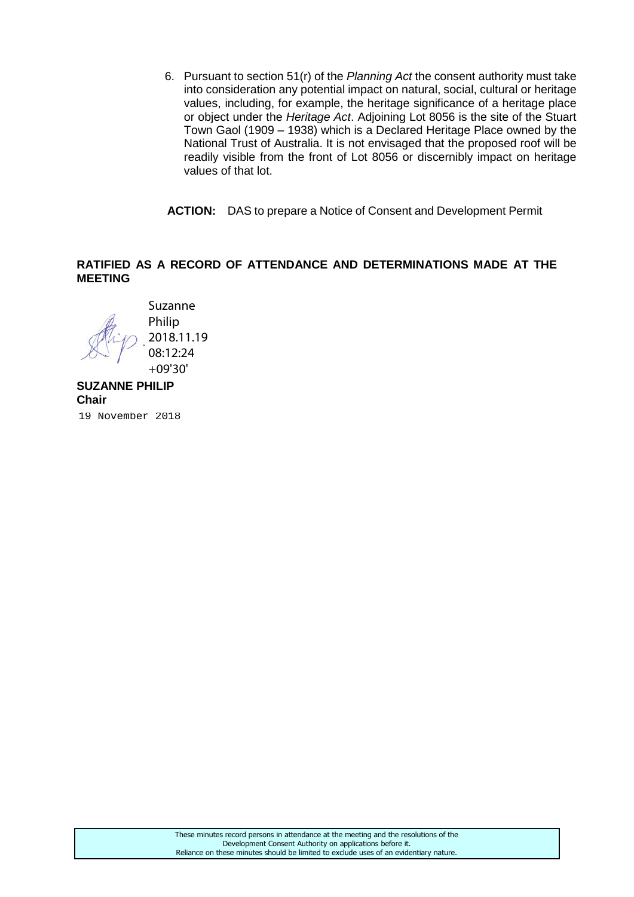6. Pursuant to section 51(r) of the *Planning Act* the consent authority must take into consideration any potential impact on natural, social, cultural or heritage values, including, for example, the heritage significance of a heritage place or object under the *Heritage Act*. Adjoining Lot 8056 is the site of the Stuart Town Gaol (1909 – 1938) which is a Declared Heritage Place owned by the National Trust of Australia. It is not envisaged that the proposed roof will be readily visible from the front of Lot 8056 or discernibly impact on heritage values of that lot.

**ACTION:** DAS to prepare a Notice of Consent and Development Permit

**RATIFIED AS A RECORD OF ATTENDANCE AND DETERMINATIONS MADE AT THE MEETING**

Suzanne Philip
2018.11.19
08:12:24
+09'30'

**SUZANNE PHILIP**
**Chair**
19 November 2018

These minutes record persons in attendance at the meeting and the resolutions of the Development Consent Authority on applications before it.
Reliance on these minutes should be limited to exclude uses of an evidentiary nature.